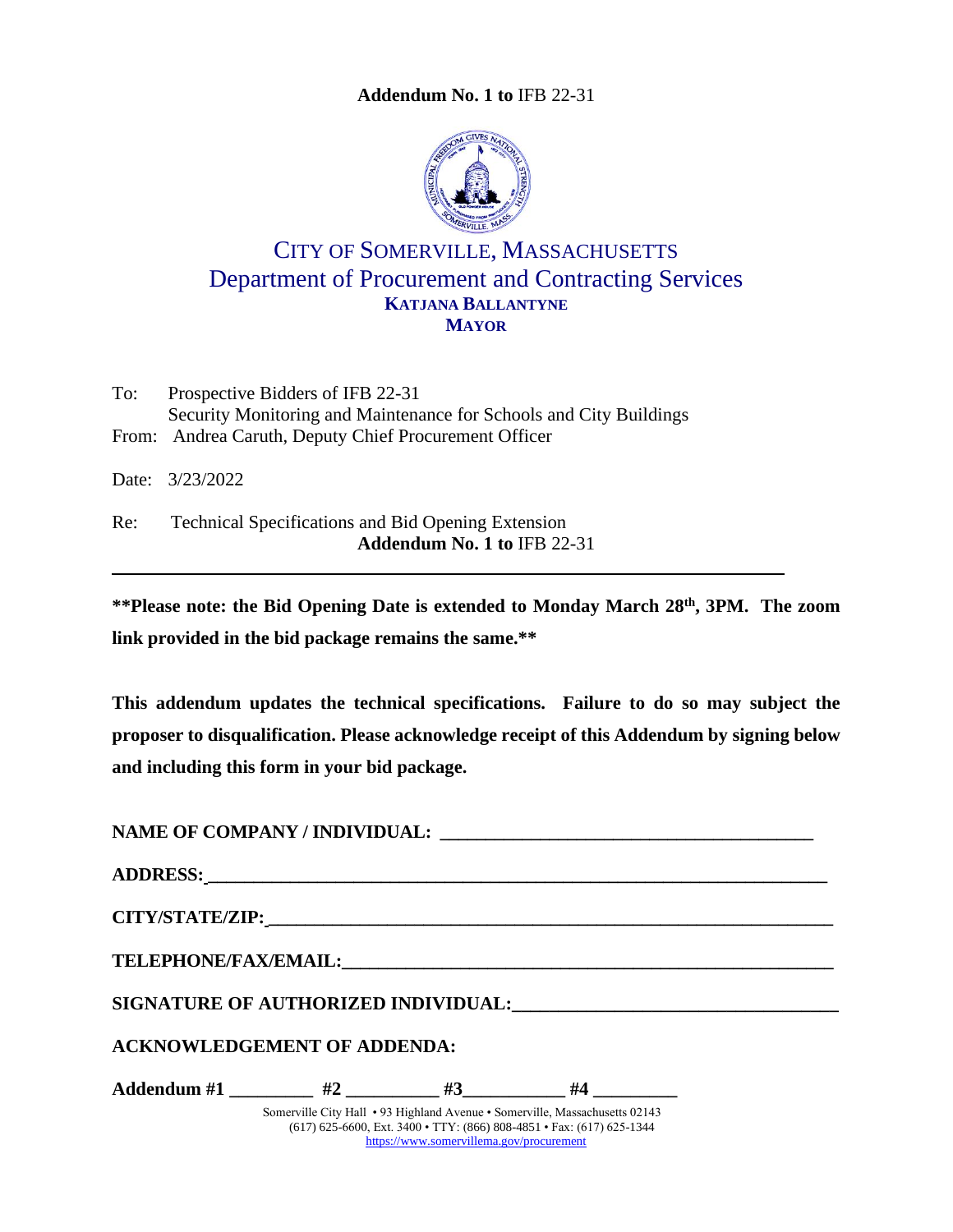**Addendum No. 1 to** IFB 22-31

# CITY OF SOMERVILLE, MASSACHUSETTS

## Department of Procurement and Contracting Services

**KATJANA BALLANTYNE**
**MAYOR**

To: Prospective Bidders of IFB 22-31
Security Monitoring and Maintenance for Schools and City Buildings
From: Andrea Caruth, Deputy Chief Procurement Officer

Date: 3/23/2022

Re: Technical Specifications and Bid Opening Extension
**Addendum No. 1 to** IFB 22-31

---

**\*\*Please note: the Bid Opening Date is extended to Monday March 28th, 3PM. The zoom link provided in the bid package remains the same.\*\***

**This addendum updates the technical specifications. Failure to do so may subject the proposer to disqualification. Please acknowledge receipt of this Addendum by signing below and including this form in your bid package.**

**NAME OF COMPANY / INDIVIDUAL:** ________________________________________

**ADDRESS:** ________________________________________

**CITY/STATE/ZIP:** ________________________________________

**TELEPHONE/FAX/EMAIL:** ________________________________________

**SIGNATURE OF AUTHORIZED INDIVIDUAL:** ________________________________________

**ACKNOWLEDGEMENT OF ADDENDA:**

**Addendum #1** _________ **#2** _________ **#3** _________ **#4** _________

Somerville City Hall • 93 Highland Avenue • Somerville, Massachusetts 02143
(617) 625-6600, Ext. 3400 • TTY: (866) 808-4851 • Fax: (617) 625-1344
https://www.somervillema.gov/procurement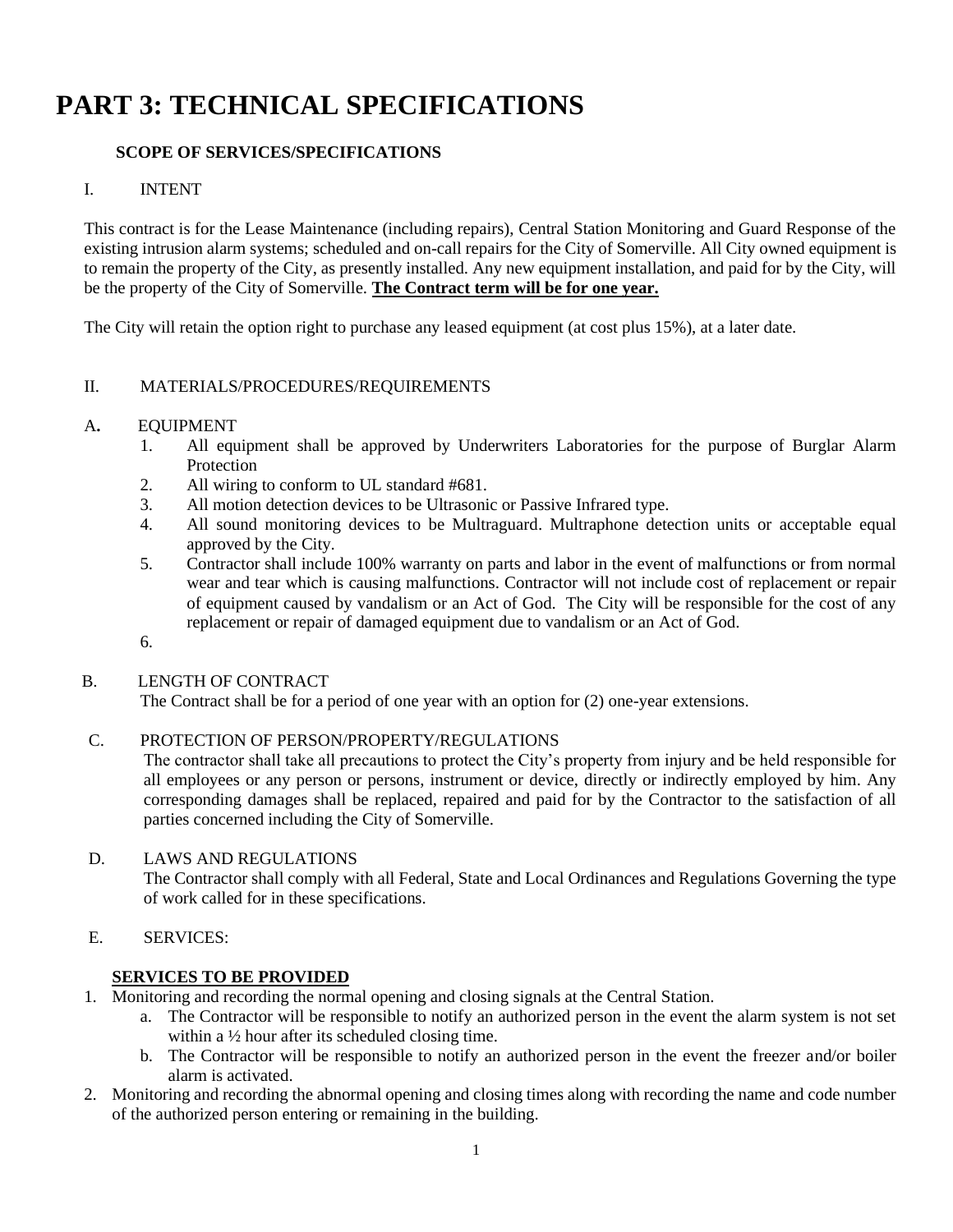# PART 3: TECHNICAL SPECIFICATIONS

**SCOPE OF SERVICES/SPECIFICATIONS**

I. INTENT

This contract is for the Lease Maintenance (including repairs), Central Station Monitoring and Guard Response of the existing intrusion alarm systems; scheduled and on-call repairs for the City of Somerville. All City owned equipment is to remain the property of the City, as presently installed. Any new equipment installation, and paid for by the City, will be the property of the City of Somerville. **The Contract term will be for one year.**

The City will retain the option right to purchase any leased equipment (at cost plus 15%), at a later date.

II. MATERIALS/PROCEDURES/REQUIREMENTS

A**.** EQUIPMENT

1. All equipment shall be approved by Underwriters Laboratories for the purpose of Burglar Alarm Protection
2. All wiring to conform to UL standard #681.
3. All motion detection devices to be Ultrasonic or Passive Infrared type.
4. All sound monitoring devices to be Multraguard. Multraphone detection units or acceptable equal approved by the City.
5. Contractor shall include 100% warranty on parts and labor in the event of malfunctions or from normal wear and tear which is causing malfunctions. Contractor will not include cost of replacement or repair of equipment caused by vandalism or an Act of God. The City will be responsible for the cost of any replacement or repair of damaged equipment due to vandalism or an Act of God.
6.

B. LENGTH OF CONTRACT

The Contract shall be for a period of one year with an option for (2) one-year extensions.

C. PROTECTION OF PERSON/PROPERTY/REGULATIONS

The contractor shall take all precautions to protect the City's property from injury and be held responsible for all employees or any person or persons, instrument or device, directly or indirectly employed by him. Any corresponding damages shall be replaced, repaired and paid for by the Contractor to the satisfaction of all parties concerned including the City of Somerville.

D. LAWS AND REGULATIONS

The Contractor shall comply with all Federal, State and Local Ordinances and Regulations Governing the type of work called for in these specifications.

E. SERVICES:

**SERVICES TO BE PROVIDED**

1. Monitoring and recording the normal opening and closing signals at the Central Station.
   a. The Contractor will be responsible to notify an authorized person in the event the alarm system is not set within a ½ hour after its scheduled closing time.
   b. The Contractor will be responsible to notify an authorized person in the event the freezer and/or boiler alarm is activated.
2. Monitoring and recording the abnormal opening and closing times along with recording the name and code number of the authorized person entering or remaining in the building.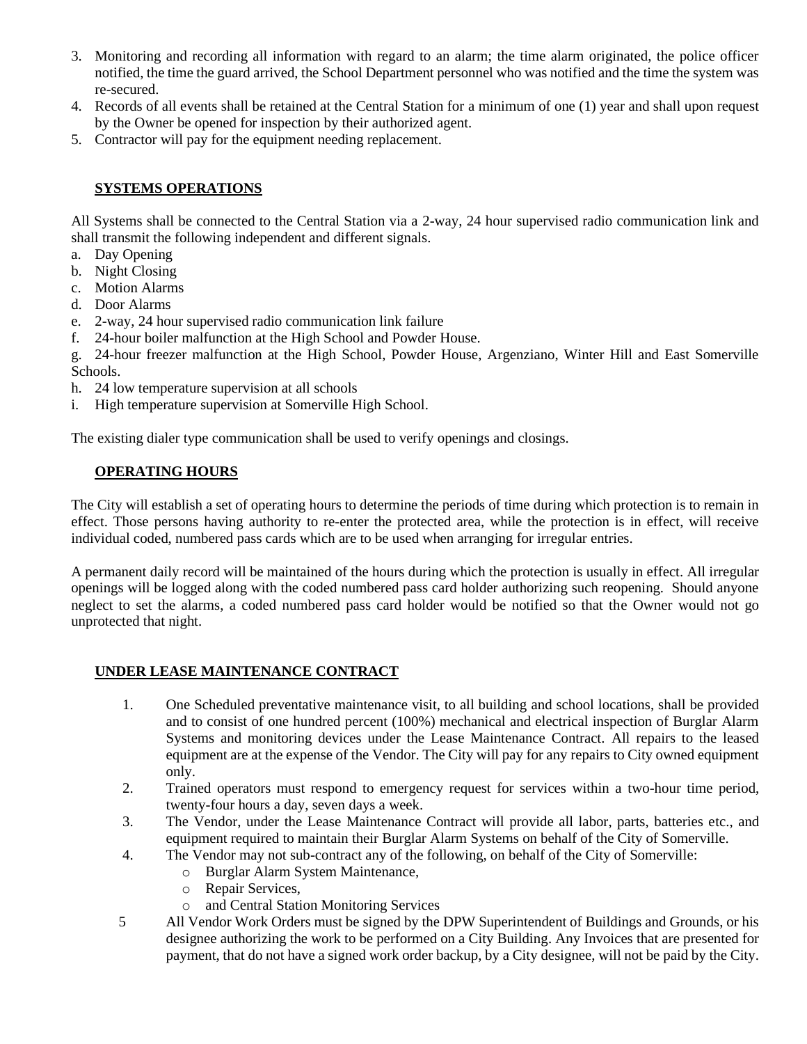3. Monitoring and recording all information with regard to an alarm; the time alarm originated, the police officer notified, the time the guard arrived, the School Department personnel who was notified and the time the system was re-secured.
4. Records of all events shall be retained at the Central Station for a minimum of one (1) year and shall upon request by the Owner be opened for inspection by their authorized agent.
5. Contractor will pay for the equipment needing replacement.

## SYSTEMS OPERATIONS

All Systems shall be connected to the Central Station via a 2-way, 24 hour supervised radio communication link and shall transmit the following independent and different signals.

a. Day Opening
b. Night Closing
c. Motion Alarms
d. Door Alarms
e. 2-way, 24 hour supervised radio communication link failure
f. 24-hour boiler malfunction at the High School and Powder House.
g. 24-hour freezer malfunction at the High School, Powder House, Argenziano, Winter Hill and East Somerville Schools.
h. 24 low temperature supervision at all schools
i. High temperature supervision at Somerville High School.

The existing dialer type communication shall be used to verify openings and closings.

## OPERATING HOURS

The City will establish a set of operating hours to determine the periods of time during which protection is to remain in effect. Those persons having authority to re-enter the protected area, while the protection is in effect, will receive individual coded, numbered pass cards which are to be used when arranging for irregular entries.

A permanent daily record will be maintained of the hours during which the protection is usually in effect. All irregular openings will be logged along with the coded numbered pass card holder authorizing such reopening. Should anyone neglect to set the alarms, a coded numbered pass card holder would be notified so that the Owner would not go unprotected that night.

## UNDER LEASE MAINTENANCE CONTRACT

1. One Scheduled preventative maintenance visit, to all building and school locations, shall be provided and to consist of one hundred percent (100%) mechanical and electrical inspection of Burglar Alarm Systems and monitoring devices under the Lease Maintenance Contract. All repairs to the leased equipment are at the expense of the Vendor. The City will pay for any repairs to City owned equipment only.
2. Trained operators must respond to emergency request for services within a two-hour time period, twenty-four hours a day, seven days a week.
3. The Vendor, under the Lease Maintenance Contract will provide all labor, parts, batteries etc., and equipment required to maintain their Burglar Alarm Systems on behalf of the City of Somerville.
4. The Vendor may not sub-contract any of the following, on behalf of the City of Somerville:
   - Burglar Alarm System Maintenance,
   - Repair Services,
   - and Central Station Monitoring Services
5. All Vendor Work Orders must be signed by the DPW Superintendent of Buildings and Grounds, or his designee authorizing the work to be performed on a City Building. Any Invoices that are presented for payment, that do not have a signed work order backup, by a City designee, will not be paid by the City.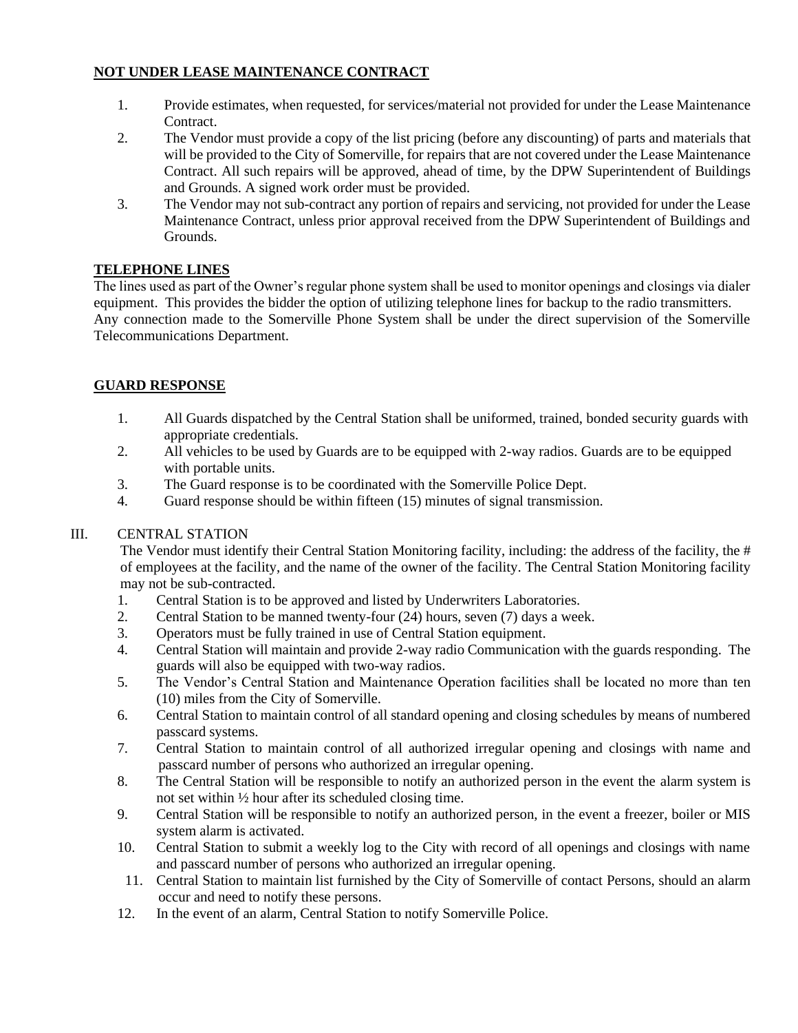**NOT UNDER LEASE MAINTENANCE CONTRACT**

1. Provide estimates, when requested, for services/material not provided for under the Lease Maintenance Contract.
2. The Vendor must provide a copy of the list pricing (before any discounting) of parts and materials that will be provided to the City of Somerville, for repairs that are not covered under the Lease Maintenance Contract. All such repairs will be approved, ahead of time, by the DPW Superintendent of Buildings and Grounds. A signed work order must be provided.
3. The Vendor may not sub-contract any portion of repairs and servicing, not provided for under the Lease Maintenance Contract, unless prior approval received from the DPW Superintendent of Buildings and Grounds.

**TELEPHONE LINES**

The lines used as part of the Owner's regular phone system shall be used to monitor openings and closings via dialer equipment. This provides the bidder the option of utilizing telephone lines for backup to the radio transmitters. Any connection made to the Somerville Phone System shall be under the direct supervision of the Somerville Telecommunications Department.

**GUARD RESPONSE**

1. All Guards dispatched by the Central Station shall be uniformed, trained, bonded security guards with appropriate credentials.
2. All vehicles to be used by Guards are to be equipped with 2-way radios. Guards are to be equipped with portable units.
3. The Guard response is to be coordinated with the Somerville Police Dept.
4. Guard response should be within fifteen (15) minutes of signal transmission.

III. CENTRAL STATION

The Vendor must identify their Central Station Monitoring facility, including: the address of the facility, the # of employees at the facility, and the name of the owner of the facility. The Central Station Monitoring facility may not be sub-contracted.

1. Central Station is to be approved and listed by Underwriters Laboratories.
2. Central Station to be manned twenty-four (24) hours, seven (7) days a week.
3. Operators must be fully trained in use of Central Station equipment.
4. Central Station will maintain and provide 2-way radio Communication with the guards responding. The guards will also be equipped with two-way radios.
5. The Vendor's Central Station and Maintenance Operation facilities shall be located no more than ten (10) miles from the City of Somerville.
6. Central Station to maintain control of all standard opening and closing schedules by means of numbered passcard systems.
7. Central Station to maintain control of all authorized irregular opening and closings with name and passcard number of persons who authorized an irregular opening.
8. The Central Station will be responsible to notify an authorized person in the event the alarm system is not set within ½ hour after its scheduled closing time.
9. Central Station will be responsible to notify an authorized person, in the event a freezer, boiler or MIS system alarm is activated.
10. Central Station to submit a weekly log to the City with record of all openings and closings with name and passcard number of persons who authorized an irregular opening.
11. Central Station to maintain list furnished by the City of Somerville of contact Persons, should an alarm occur and need to notify these persons.
12. In the event of an alarm, Central Station to notify Somerville Police.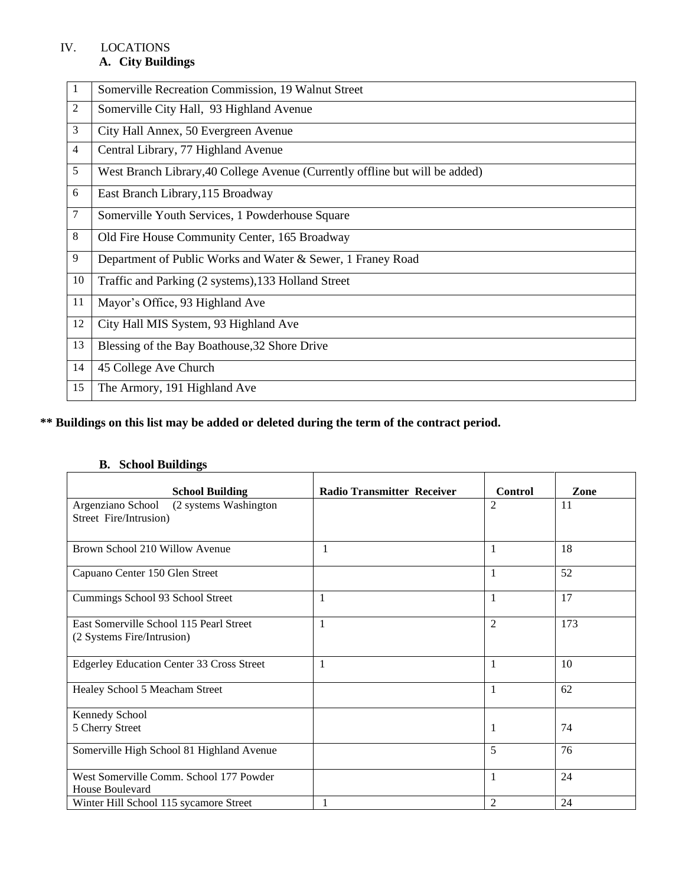## IV. LOCATIONS

### A. City Buildings

| | |
|---|---|
| 1 | Somerville Recreation Commission, 19 Walnut Street |
| 2 | Somerville City Hall, 93 Highland Avenue |
| 3 | City Hall Annex, 50 Evergreen Avenue |
| 4 | Central Library, 77 Highland Avenue |
| 5 | West Branch Library,40 College Avenue (Currently offline but will be added) |
| 6 | East Branch Library,115 Broadway |
| 7 | Somerville Youth Services, 1 Powderhouse Square |
| 8 | Old Fire House Community Center, 165 Broadway |
| 9 | Department of Public Works and Water & Sewer, 1 Franey Road |
| 10 | Traffic and Parking (2 systems),133 Holland Street |
| 11 | Mayor's Office, 93 Highland Ave |
| 12 | City Hall MIS System, 93 Highland Ave |
| 13 | Blessing of the Bay Boathouse,32 Shore Drive |
| 14 | 45 College Ave Church |
| 15 | The Armory, 191 Highland Ave |

**** Buildings on this list may be added or deleted during the term of the contract period.**

### B. School Buildings

| School Building | Radio Transmitter Receiver | Control | Zone |
|---|---|---|---|
| Argenziano School (2 systems Washington Street Fire/Intrusion) | | 2 | 11 |
| Brown School 210 Willow Avenue | 1 | 1 | 18 |
| Capuano Center 150 Glen Street | | 1 | 52 |
| Cummings School 93 School Street | 1 | 1 | 17 |
| East Somerville School 115 Pearl Street (2 Systems Fire/Intrusion) | 1 | 2 | 173 |
| Edgerley Education Center 33 Cross Street | 1 | 1 | 10 |
| Healey School 5 Meacham Street | | 1 | 62 |
| Kennedy School 5 Cherry Street | | 1 | 74 |
| Somerville High School 81 Highland Avenue | | 5 | 76 |
| West Somerville Comm. School 177 Powder House Boulevard | | 1 | 24 |
| Winter Hill School 115 sycamore Street | 1 | 2 | 24 |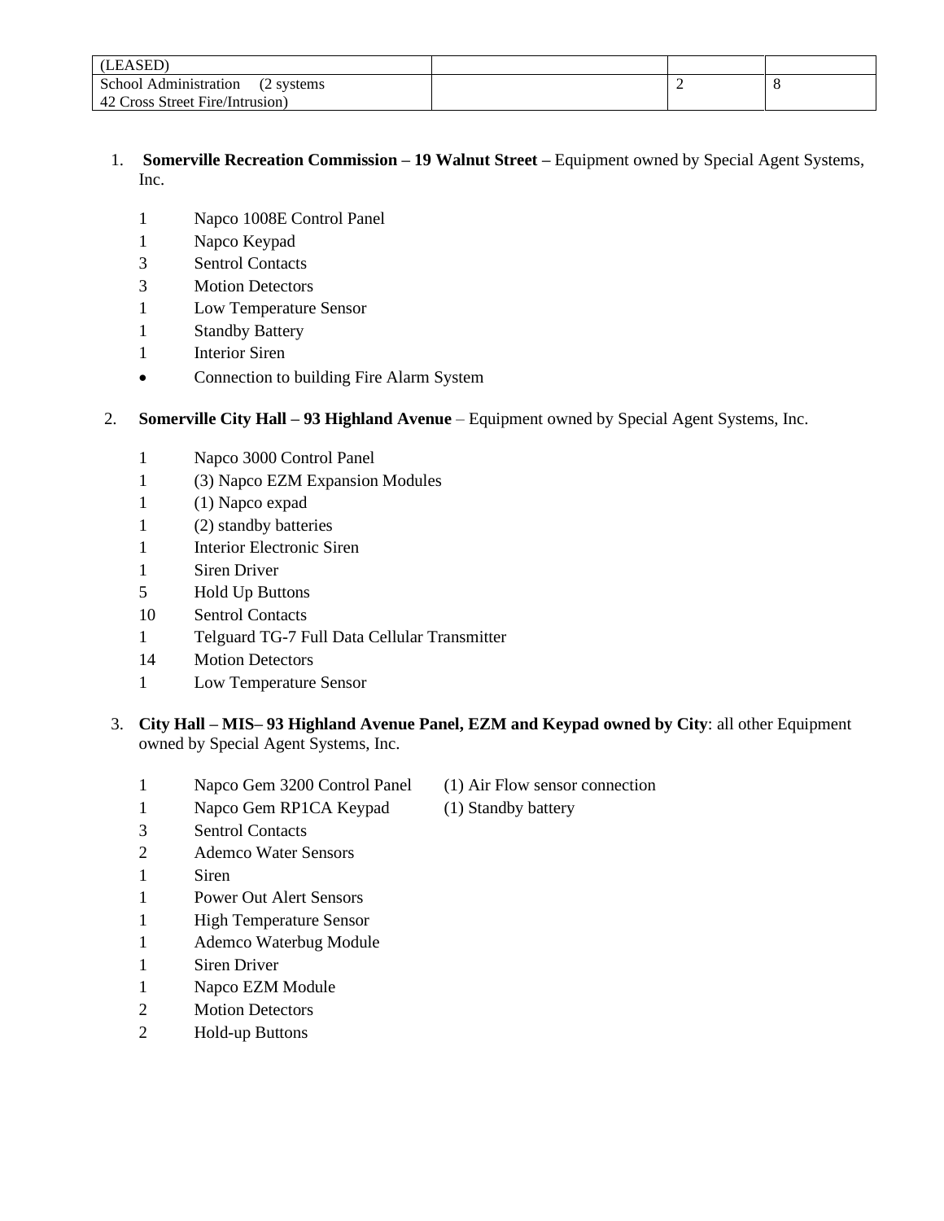| | | | |
|---|---|---|---|
| (LEASED) | | | |
| School Administration (2 systems 42 Cross Street Fire/Intrusion) | | 2 | 8 |

1. **Somerville Recreation Commission – 19 Walnut Street –** Equipment owned by Special Agent Systems, Inc.

   1 Napco 1008E Control Panel
   1 Napco Keypad
   3 Sentrol Contacts
   3 Motion Detectors
   1 Low Temperature Sensor
   1 Standby Battery
   1 Interior Siren
   - Connection to building Fire Alarm System

2. **Somerville City Hall – 93 Highland Avenue** – Equipment owned by Special Agent Systems, Inc.

   1 Napco 3000 Control Panel
   1 (3) Napco EZM Expansion Modules
   1 (1) Napco expad
   1 (2) standby batteries
   1 Interior Electronic Siren
   1 Siren Driver
   5 Hold Up Buttons
   10 Sentrol Contacts
   1 Telguard TG-7 Full Data Cellular Transmitter
   14 Motion Detectors
   1 Low Temperature Sensor

3. **City Hall – MIS– 93 Highland Avenue Panel, EZM and Keypad owned by City**: all other Equipment owned by Special Agent Systems, Inc.

   1 Napco Gem 3200 Control Panel (1) Air Flow sensor connection
   1 Napco Gem RP1CA Keypad (1) Standby battery
   3 Sentrol Contacts
   2 Ademco Water Sensors
   1 Siren
   1 Power Out Alert Sensors
   1 High Temperature Sensor
   1 Ademco Waterbug Module
   1 Siren Driver
   1 Napco EZM Module
   2 Motion Detectors
   2 Hold-up Buttons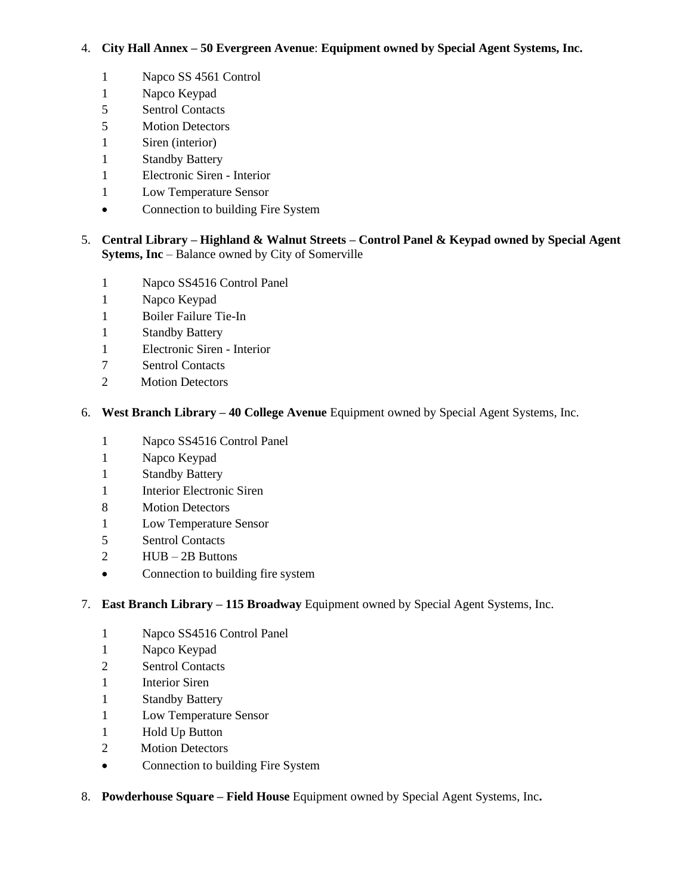4. **City Hall Annex – 50 Evergreen Avenue**: **Equipment owned by Special Agent Systems, Inc.**

    1 Napco SS 4561 Control
    1 Napco Keypad
    5 Sentrol Contacts
    5 Motion Detectors
    1 Siren (interior)
    1 Standby Battery
    1 Electronic Siren - Interior
    1 Low Temperature Sensor
    - Connection to building Fire System

5. **Central Library – Highland & Walnut Streets – Control Panel & Keypad owned by Special Agent Sytems, Inc** – Balance owned by City of Somerville

    1 Napco SS4516 Control Panel
    1 Napco Keypad
    1 Boiler Failure Tie-In
    1 Standby Battery
    1 Electronic Siren - Interior
    7 Sentrol Contacts
    2 Motion Detectors

6. **West Branch Library – 40 College Avenue** Equipment owned by Special Agent Systems, Inc.

    1 Napco SS4516 Control Panel
    1 Napco Keypad
    1 Standby Battery
    1 Interior Electronic Siren
    8 Motion Detectors
    1 Low Temperature Sensor
    5 Sentrol Contacts
    2 HUB – 2B Buttons
    - Connection to building fire system

7. **East Branch Library – 115 Broadway** Equipment owned by Special Agent Systems, Inc.

    1 Napco SS4516 Control Panel
    1 Napco Keypad
    2 Sentrol Contacts
    1 Interior Siren
    1 Standby Battery
    1 Low Temperature Sensor
    1 Hold Up Button
    2 Motion Detectors
    - Connection to building Fire System

8. **Powderhouse Square – Field House** Equipment owned by Special Agent Systems, Inc**.**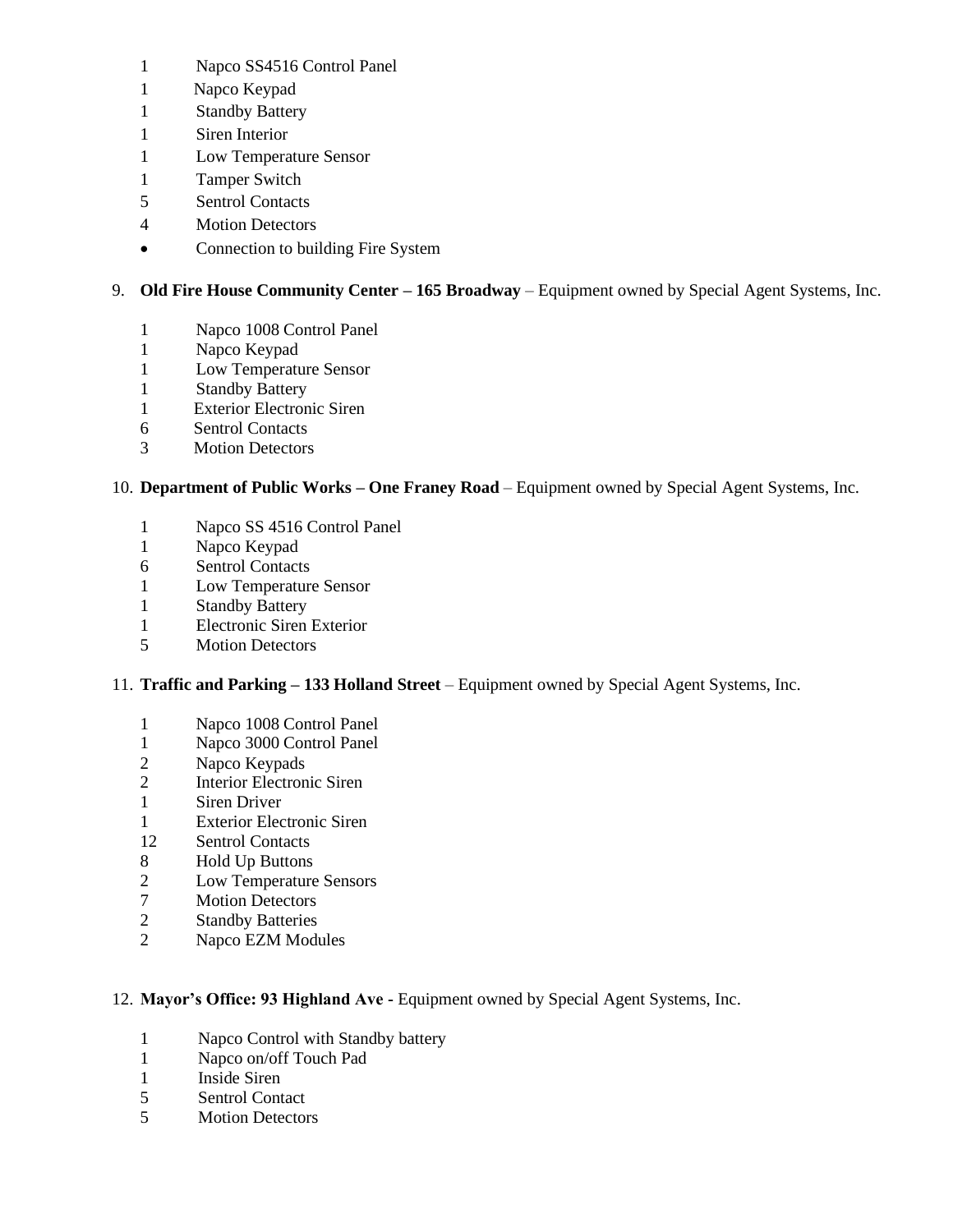- 1 Napco SS4516 Control Panel
- 1 Napco Keypad
- 1 Standby Battery
- 1 Siren Interior
- 1 Low Temperature Sensor
- 1 Tamper Switch
- 5 Sentrol Contacts
- 4 Motion Detectors
- Connection to building Fire System

9. **Old Fire House Community Center – 165 Broadway** – Equipment owned by Special Agent Systems, Inc.

- 1 Napco 1008 Control Panel
- 1 Napco Keypad
- 1 Low Temperature Sensor
- 1 Standby Battery
- 1 Exterior Electronic Siren
- 6 Sentrol Contacts
- 3 Motion Detectors

10. **Department of Public Works – One Franey Road** – Equipment owned by Special Agent Systems, Inc.

- 1 Napco SS 4516 Control Panel
- 1 Napco Keypad
- 6 Sentrol Contacts
- 1 Low Temperature Sensor
- 1 Standby Battery
- 1 Electronic Siren Exterior
- 5 Motion Detectors

11. **Traffic and Parking – 133 Holland Street** – Equipment owned by Special Agent Systems, Inc.

- 1 Napco 1008 Control Panel
- 1 Napco 3000 Control Panel
- 2 Napco Keypads
- 2 Interior Electronic Siren
- 1 Siren Driver
- 1 Exterior Electronic Siren
- 12 Sentrol Contacts
- 8 Hold Up Buttons
- 2 Low Temperature Sensors
- 7 Motion Detectors
- 2 Standby Batteries
- 2 Napco EZM Modules

12. **Mayor's Office: 93 Highland Ave** - Equipment owned by Special Agent Systems, Inc.

- 1 Napco Control with Standby battery
- 1 Napco on/off Touch Pad
- 1 Inside Siren
- 5 Sentrol Contact
- 5 Motion Detectors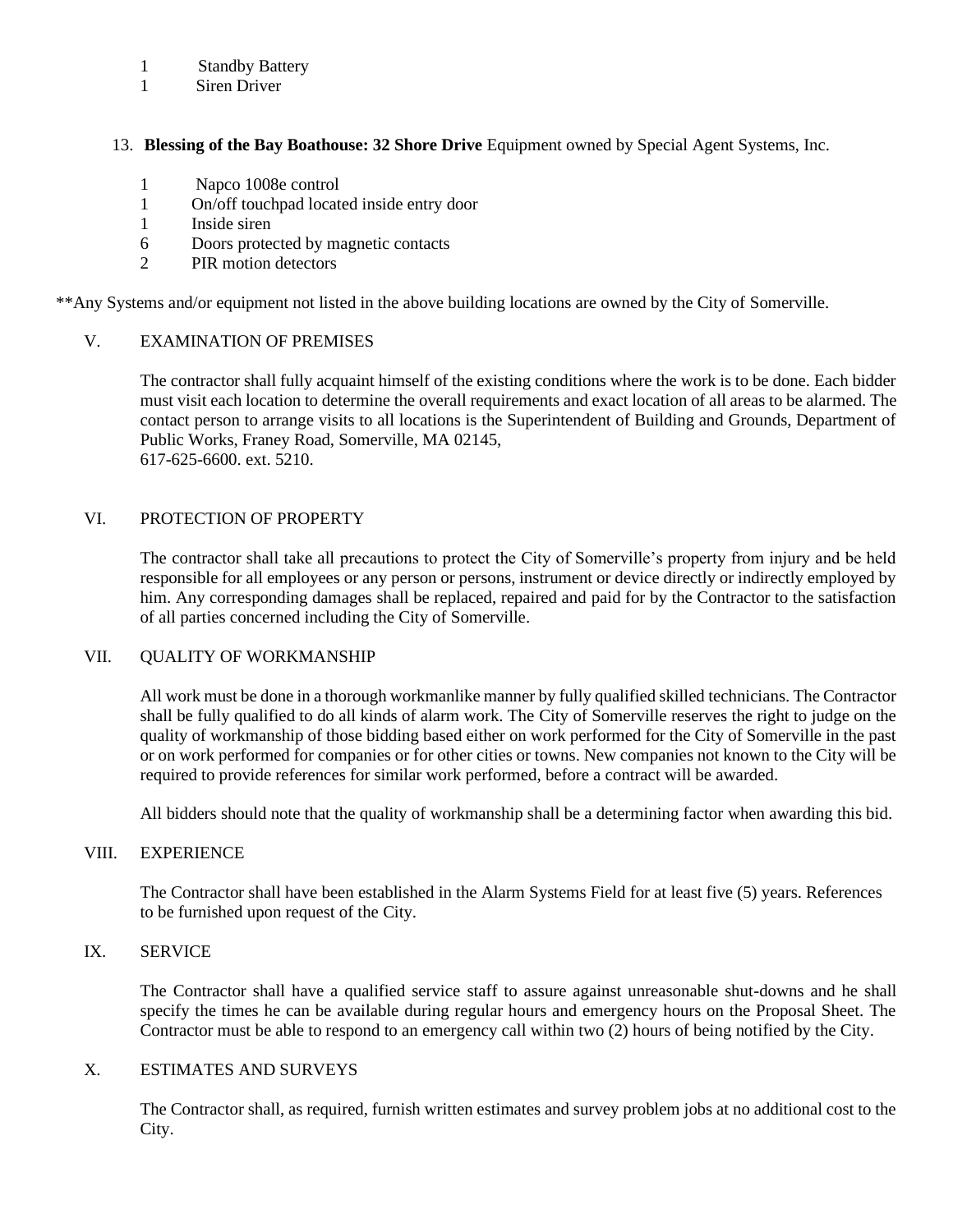1 Standby Battery
1 Siren Driver

13. **Blessing of the Bay Boathouse: 32 Shore Drive** Equipment owned by Special Agent Systems, Inc.

   1 Napco 1008e control
   1 On/off touchpad located inside entry door
   1 Inside siren
   6 Doors protected by magnetic contacts
   2 PIR motion detectors

**Any Systems and/or equipment not listed in the above building locations are owned by the City of Somerville.

## V. EXAMINATION OF PREMISES

The contractor shall fully acquaint himself of the existing conditions where the work is to be done. Each bidder must visit each location to determine the overall requirements and exact location of all areas to be alarmed. The contact person to arrange visits to all locations is the Superintendent of Building and Grounds, Department of Public Works, Franey Road, Somerville, MA 02145,
617-625-6600. ext. 5210.

## VI. PROTECTION OF PROPERTY

The contractor shall take all precautions to protect the City of Somerville's property from injury and be held responsible for all employees or any person or persons, instrument or device directly or indirectly employed by him. Any corresponding damages shall be replaced, repaired and paid for by the Contractor to the satisfaction of all parties concerned including the City of Somerville.

## VII. QUALITY OF WORKMANSHIP

All work must be done in a thorough workmanlike manner by fully qualified skilled technicians. The Contractor shall be fully qualified to do all kinds of alarm work. The City of Somerville reserves the right to judge on the quality of workmanship of those bidding based either on work performed for the City of Somerville in the past or on work performed for companies or for other cities or towns. New companies not known to the City will be required to provide references for similar work performed, before a contract will be awarded.

All bidders should note that the quality of workmanship shall be a determining factor when awarding this bid.

## VIII. EXPERIENCE

The Contractor shall have been established in the Alarm Systems Field for at least five (5) years. References to be furnished upon request of the City.

## IX. SERVICE

The Contractor shall have a qualified service staff to assure against unreasonable shut-downs and he shall specify the times he can be available during regular hours and emergency hours on the Proposal Sheet. The Contractor must be able to respond to an emergency call within two (2) hours of being notified by the City.

## X. ESTIMATES AND SURVEYS

The Contractor shall, as required, furnish written estimates and survey problem jobs at no additional cost to the City.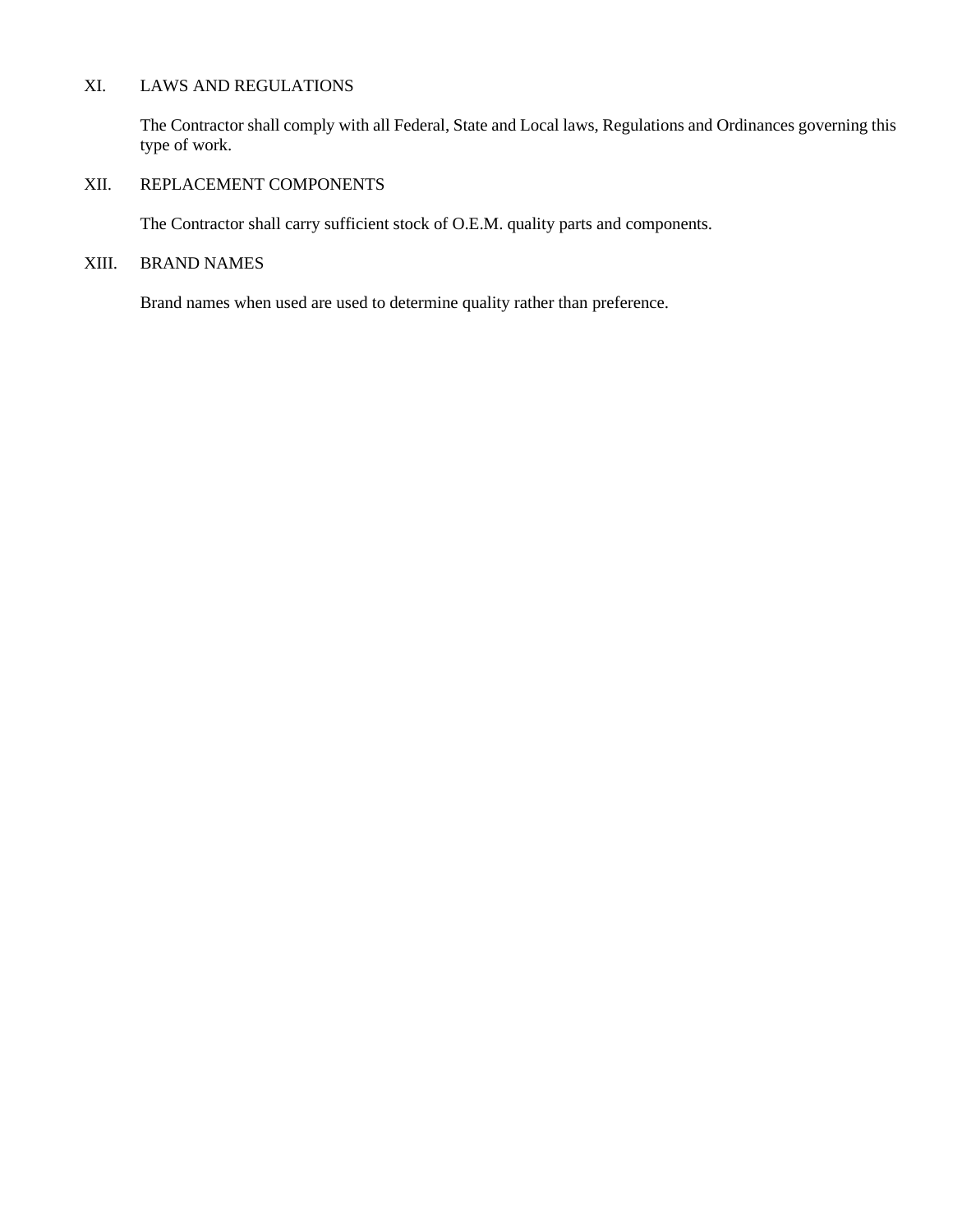## XI. LAWS AND REGULATIONS

The Contractor shall comply with all Federal, State and Local laws, Regulations and Ordinances governing this type of work.

## XII. REPLACEMENT COMPONENTS

The Contractor shall carry sufficient stock of O.E.M. quality parts and components.

## XIII. BRAND NAMES

Brand names when used are used to determine quality rather than preference.